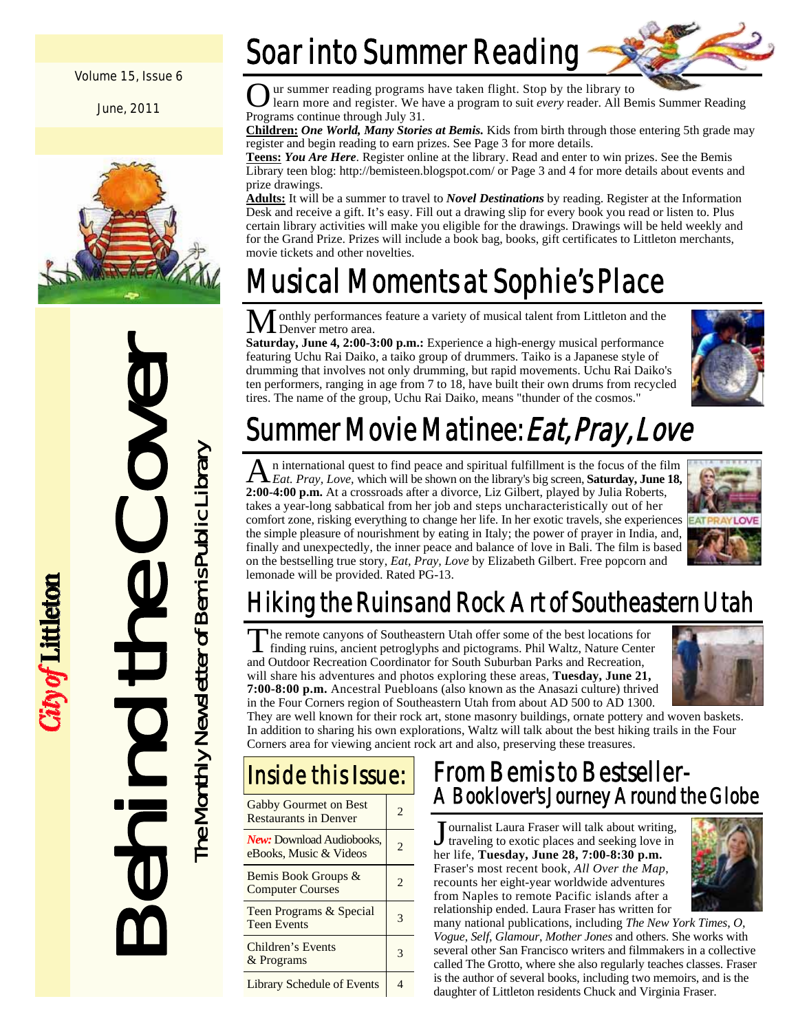Volume 15, Issue 6

June, 2011

City of Littleton

# Behind the Cover

The Monthly Newsletter of Bemis Public Library

## Soar into Summer Reading

Our summer reading programs have taken flight. Stop by the library to learn more and register. We have a program to suit *every* reader. All Bemis Summer Reading Programs continue through July 31.

**Children:** ***One World, Many Stories at Bemis.*** Kids from birth through those entering 5th grade may register and begin reading to earn prizes. See Page 3 for more details.

**Teens:** ***You Are Here***. Register online at the library. Read and enter to win prizes. See the Bemis Library teen blog: http://bemisteen.blogspot.com/ or Page 3 and 4 for more details about events and prize drawings.

**Adults:** It will be a summer to travel to ***Novel Destinations*** by reading. Register at the Information Desk and receive a gift. It's easy. Fill out a drawing slip for every book you read or listen to. Plus certain library activities will make you eligible for the drawings. Drawings will be held weekly and for the Grand Prize. Prizes will include a book bag, books, gift certificates to Littleton merchants, movie tickets and other novelties.

## Musical Moments at Sophie's Place

Monthly performances feature a variety of musical talent from Littleton and the Denver metro area.

**Saturday, June 4, 2:00-3:00 p.m.:** Experience a high-energy musical performance featuring Uchu Rai Daiko, a taiko group of drummers. Taiko is a Japanese style of drumming that involves not only drumming, but rapid movements. Uchu Rai Daiko's ten performers, ranging in age from 7 to 18, have built their own drums from recycled tires. The name of the group, Uchu Rai Daiko, means "thunder of the cosmos."

## Summer Movie Matinee: *Eat, Pray, Love*

An international quest to find peace and spiritual fulfillment is the focus of the film *Eat. Pray, Love,* which will be shown on the library's big screen, **Saturday, June 18, 2:00-4:00 p.m.** At a crossroads after a divorce, Liz Gilbert, played by Julia Roberts, takes a year-long sabbatical from her job and steps uncharacteristically out of her comfort zone, risking everything to change her life. In her exotic travels, she experiences the simple pleasure of nourishment by eating in Italy; the power of prayer in India, and, finally and unexpectedly, the inner peace and balance of love in Bali. The film is based on the bestselling true story, *Eat, Pray, Love* by Elizabeth Gilbert. Free popcorn and lemonade will be provided. Rated PG-13.

## Hiking the Ruins and Rock Art of Southeastern Utah

The remote canyons of Southeastern Utah offer some of the best locations for finding ruins, ancient petroglyphs and pictograms. Phil Waltz, Nature Center and Outdoor Recreation Coordinator for South Suburban Parks and Recreation, will share his adventures and photos exploring these areas, **Tuesday, June 21, 7:00-8:00 p.m.** Ancestral Puebloans (also known as the Anasazi culture) thrived in the Four Corners region of Southeastern Utah from about AD 500 to AD 1300. They are well known for their rock art, stone masonry buildings, ornate pottery and woven baskets. In addition to sharing his own explorations, Waltz will talk about the best hiking trails in the Four Corners area for viewing ancient rock art and also, preserving these treasures.

## Inside this Issue:

| | |
|---|---|
| Gabby Gourmet on Best Restaurants in Denver | 2 |
| *New:* Download Audiobooks, eBooks, Music & Videos | 2 |
| Bemis Book Groups & Computer Courses | 2 |
| Teen Programs & Special Teen Events | 3 |
| Children's Events & Programs | 3 |
| Library Schedule of Events | 4 |

## From Bemis to Bestseller- A Booklover's Journey Around the Globe

Journalist Laura Fraser will talk about writing, traveling to exotic places and seeking love in her life, **Tuesday, June 28, 7:00-8:30 p.m.** Fraser's most recent book, *All Over the Map*, recounts her eight-year worldwide adventures from Naples to remote Pacific islands after a relationship ended. Laura Fraser has written for many national publications, including *The New York Times*, *O*, *Vogue*, *Self*, *Glamour*, *Mother Jones* and others. She works with several other San Francisco writers and filmmakers in a collective called The Grotto, where she also regularly teaches classes. Fraser is the author of several books, including two memoirs, and is the daughter of Littleton residents Chuck and Virginia Fraser.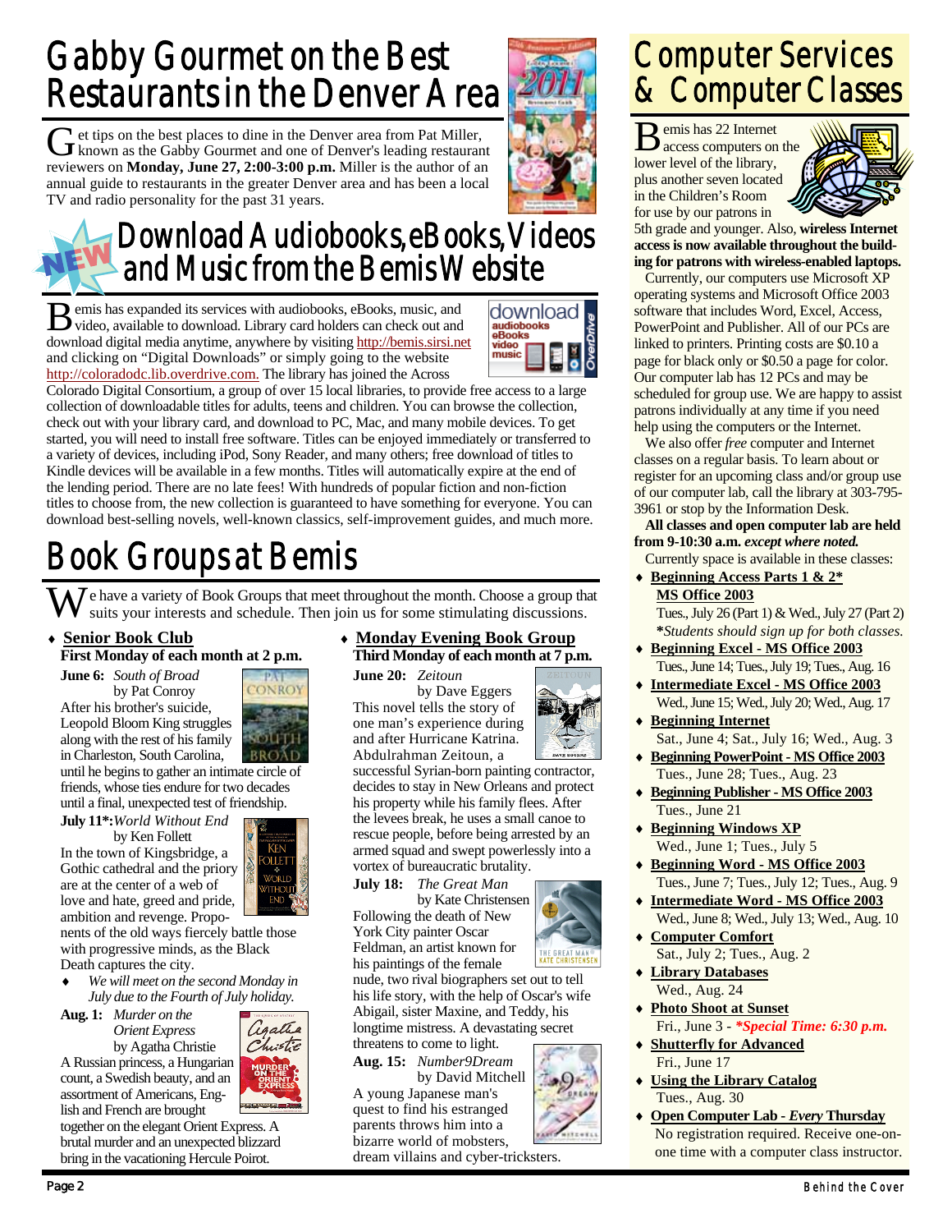# Gabby Gourmet on the Best Restaurants in the Denver Area

Get tips on the best places to dine in the Denver area from Pat Miller, known as the Gabby Gourmet and one of Denver's leading restaurant reviewers on **Monday, June 27, 2:00-3:00 p.m.** Miller is the author of an annual guide to restaurants in the greater Denver area and has been a local TV and radio personality for the past 31 years.

# NEW Download Audiobooks, eBooks, Videos and Music from the Bemis Website

Bemis has expanded its services with audiobooks, eBooks, music, and video, available to download. Library card holders can check out and download digital media anytime, anywhere by visiting http://bemis.sirsi.net and clicking on "Digital Downloads" or simply going to the website http://coloradodc.lib.overdrive.com. The library has joined the Across Colorado Digital Consortium, a group of over 15 local libraries, to provide free access to a large collection of downloadable titles for adults, teens and children. You can browse the collection, check out with your library card, and download to PC, Mac, and many mobile devices. To get started, you will need to install free software. Titles can be enjoyed immediately or transferred to a variety of devices, including iPod, Sony Reader, and many others; free download of titles to Kindle devices will be available in a few months. Titles will automatically expire at the end of the lending period. There are no late fees! With hundreds of popular fiction and non-fiction titles to choose from, the new collection is guaranteed to have something for everyone. You can download best-selling novels, well-known classics, self-improvement guides, and much more.

# Book Groups at Bemis

We have a variety of Book Groups that meet throughout the month. Choose a group that suits your interests and schedule. Then join us for some stimulating discussions.

- **Senior Book Club**

**First Monday of each month at 2 p.m.**

**June 6:** *South of Broad* by Pat Conroy
After his brother's suicide, Leopold Bloom King struggles along with the rest of his family in Charleston, South Carolina, until he begins to gather an intimate circle of friends, whose ties endure for two decades until a final, unexpected test of friendship.

**July 11*:** *World Without End* by Ken Follett
In the town of Kingsbridge, a Gothic cathedral and the priory are at the center of a web of love and hate, greed and pride, ambition and revenge. Proponents of the old ways fiercely battle those with progressive minds, as the Black Death captures the city.

- *We will meet on the second Monday in July due to the Fourth of July holiday.*

**Aug. 1:** *Murder on the Orient Express* by Agatha Christie
A Russian princess, a Hungarian count, a Swedish beauty, and an assortment of Americans, English and French are brought together on the elegant Orient Express. A brutal murder and an unexpected blizzard bring in the vacationing Hercule Poirot.

- **Monday Evening Book Group**

**Third Monday of each month at 7 p.m.**

**June 20:** *Zeitoun* by Dave Eggers
This novel tells the story of one man's experience during and after Hurricane Katrina. Abdulrahman Zeitoun, a successful Syrian-born painting contractor, decides to stay in New Orleans and protect his property while his family flees. After the levees break, he uses a small canoe to rescue people, before being arrested by an armed squad and swept powerlessly into a vortex of bureaucratic brutality.

**July 18:** *The Great Man* by Kate Christensen
Following the death of New York City painter Oscar Feldman, an artist known for his paintings of the female nude, two rival biographers set out to tell his life story, with the help of Oscar's wife Abigail, sister Maxine, and Teddy, his longtime mistress. A devastating secret threatens to come to light.

**Aug. 15:** *Number9Dream* by David Mitchell
A young Japanese man's quest to find his estranged parents throws him into a bizarre world of mobsters, dream villains and cyber-tricksters.

# Computer Services & Computer Classes

Bemis has 22 Internet access computers on the lower level of the library, plus another seven located in the Children's Room for use by our patrons in 5th grade and younger. Also, **wireless Internet access is now available throughout the building for patrons with wireless-enabled laptops.**

Currently, our computers use Microsoft XP operating systems and Microsoft Office 2003 software that includes Word, Excel, Access, PowerPoint and Publisher. All of our PCs are linked to printers. Printing costs are $0.10 a page for black only or $0.50 a page for color. Our computer lab has 12 PCs and may be scheduled for group use. We are happy to assist patrons individually at any time if you need help using the computers or the Internet.

We also offer *free* computer and Internet classes on a regular basis. To learn about or register for an upcoming class and/or group use of our computer lab, call the library at 303-795-3961 or stop by the Information Desk.

**All classes and open computer lab are held from 9-10:30 a.m.** ***except where noted.***

Currently space is available in these classes:

- **Beginning Access Parts 1 & 2* MS Office 2003**
  Tues., July 26 (Part 1) & Wed., July 27 (Part 2)
  ***Students should sign up for both classes.***
- **Beginning Excel - MS Office 2003**
  Tues., June 14; Tues., July 19; Tues., Aug. 16
- **Intermediate Excel - MS Office 2003**
  Wed., June 15; Wed., July 20; Wed., Aug. 17
- **Beginning Internet**
  Sat., June 4; Sat., July 16; Wed., Aug. 3
- **Beginning PowerPoint - MS Office 2003**
  Tues., June 28; Tues., Aug. 23
- **Beginning Publisher - MS Office 2003**
  Tues., June 21
- **Beginning Windows XP**
  Wed., June 1; Tues., July 5
- **Beginning Word - MS Office 2003**
  Tues., June 7; Tues., July 12; Tues., Aug. 9
- **Intermediate Word - MS Office 2003**
  Wed., June 8; Wed., July 13; Wed., Aug. 10
- **Computer Comfort**
  Sat., July 2; Tues., Aug. 2
- **Library Databases**
  Wed., Aug. 24
- **Photo Shoot at Sunset**
  Fri., June 3 - ***Special Time: 6:30 p.m.***
- **Shutterfly for Advanced**
  Fri., June 17
- **Using the Library Catalog**
  Tues., Aug. 30
- **Open Computer Lab - *Every* Thursday**
  No registration required. Receive one-on-one time with a computer class instructor.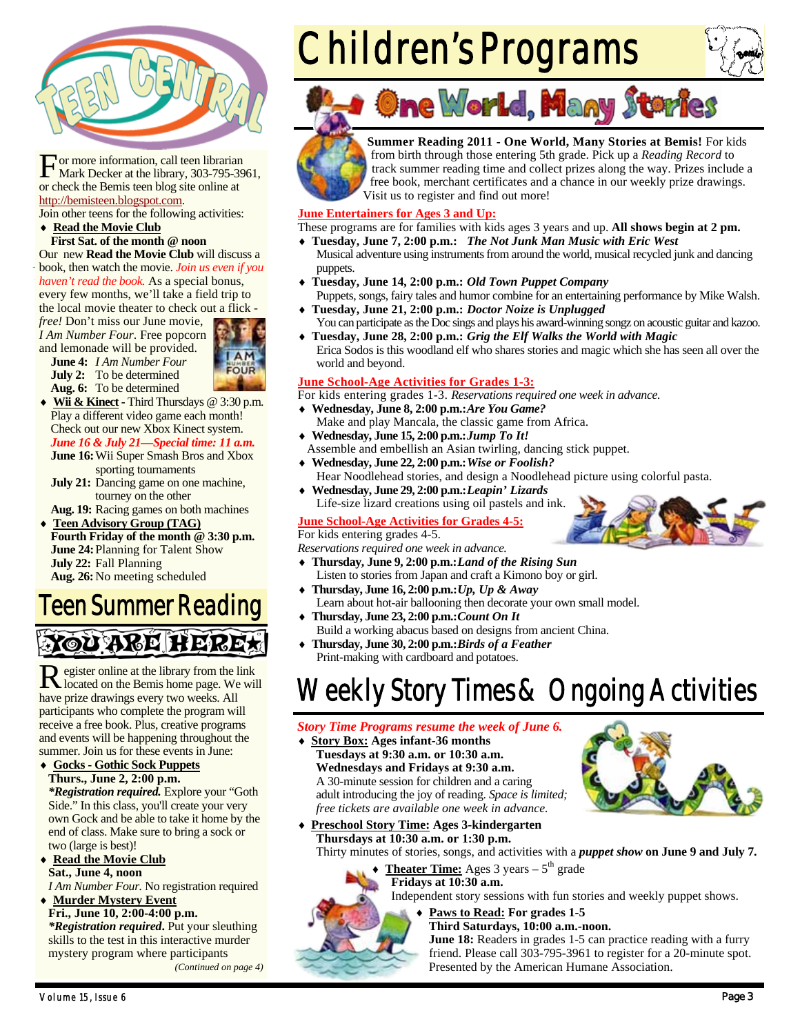# Teen Central

For more information, call teen librarian Mark Decker at the library, 303-795-3961, or check the Bemis teen blog site online at http://bemisteen.blogspot.com.

Join other teens for the following activities:

- **Read the Movie Club**
  **First Sat. of the month @ noon**
  Our new **Read the Movie Club** will discuss a book, then watch the movie. *Join us even if you haven't read the book.* As a special bonus, every few months, we'll take a field trip to the local movie theater to check out a flick - *free!* Don't miss our June movie, *I Am Number Four*. Free popcorn and lemonade will be provided.
  **June 4:** *I Am Number Four*
  **July 2:** To be determined
  **Aug. 6:** To be determined
- **Wii & Kinect** - Third Thursdays @ 3:30 p.m.
  Play a different video game each month! Check out our new Xbox Kinect system.
  ***June 16 & July 21—Special time: 11 a.m.***
  **June 16:** Wii Super Smash Bros and Xbox sporting tournaments
  **July 21:** Dancing game on one machine, tourney on the other
  **Aug. 19:** Racing games on both machines
- **Teen Advisory Group (TAG)**
  **Fourth Friday of the month @ 3:30 p.m.**
  **June 24:** Planning for Talent Show
  **July 22:** Fall Planning
  **Aug. 26:** No meeting scheduled

## Teen Summer Reading

### YOU ARE HERE

Register online at the library from the link located on the Bemis home page. We will have prize drawings every two weeks. All participants who complete the program will receive a free book. Plus, creative programs and events will be happening throughout the summer. Join us for these events in June:

- **Gocks - Gothic Sock Puppets**
  **Thurs., June 2, 2:00 p.m.**
  ***Registration required.** Explore your "Goth Side." In this class, you'll create your very own Gock and be able to take it home by the end of class. Make sure to bring a sock or two (large is best)!
- **Read the Movie Club**
  **Sat., June 4, noon**
  *I Am Number Four*. No registration required
- **Murder Mystery Event**
  **Fri., June 10, 2:00-4:00 p.m.**
  ***Registration required**. Put your sleuthing skills to the test in this interactive murder mystery program where participants

*(Continued on page 4)*

# Children's Programs

## One World, Many Stories

**Summer Reading 2011 - One World, Many Stories at Bemis!** For kids from birth through those entering 5th grade. Pick up a *Reading Record* to track summer reading time and collect prizes along the way. Prizes include a free book, merchant certificates and a chance in our weekly prize drawings. Visit us to register and find out more!

### June Entertainers for Ages 3 and Up:

These programs are for families with kids ages 3 years and up. **All shows begin at 2 pm.**

- **Tuesday, June 7, 2:00 p.m.:** ***The Not Junk Man Music with Eric West***
  Musical adventure using instruments from around the world, musical recycled junk and dancing puppets.
- **Tuesday, June 14, 2:00 p.m.:** ***Old Town Puppet Company***
  Puppets, songs, fairy tales and humor combine for an entertaining performance by Mike Walsh.
- **Tuesday, June 21, 2:00 p.m.:** ***Doctor Noize is Unplugged***
  You can participate as the Doc sings and plays his award-winning songz on acoustic guitar and kazoo.
- **Tuesday, June 28, 2:00 p.m.:** ***Grig the Elf Walks the World with Magic***
  Erica Sodos is this woodland elf who shares stories and magic which she has seen all over the world and beyond.

### June School-Age Activities for Grades 1-3:

For kids entering grades 1-3. *Reservations required one week in advance.*

- **Wednesday, June 8, 2:00 p.m.:** ***Are You Game?***
  Make and play Mancala, the classic game from Africa.
- **Wednesday, June 15, 2:00 p.m.:** ***Jump To It!***
  Assemble and embellish an Asian twirling, dancing stick puppet.
- **Wednesday, June 22, 2:00 p.m.:** ***Wise or Foolish?***
  Hear Noodlehead stories, and design a Noodlehead picture using colorful pasta.
- **Wednesday, June 29, 2:00 p.m.:** ***Leapin' Lizards***
  Life-size lizard creations using oil pastels and ink.

### June School-Age Activities for Grades 4-5:

For kids entering grades 4-5.
*Reservations required one week in advance.*

- **Thursday, June 9, 2:00 p.m.:** ***Land of the Rising Sun***
  Listen to stories from Japan and craft a Kimono boy or girl.
- **Thursday, June 16, 2:00 p.m.:** ***Up, Up & Away***
  Learn about hot-air ballooning then decorate your own small model.
- **Thursday, June 23, 2:00 p.m.:** ***Count On It***
  Build a working abacus based on designs from ancient China.
- **Thursday, June 30, 2:00 p.m.:** ***Birds of a Feather***
  Print-making with cardboard and potatoes.

# Weekly Story Times & Ongoing Activities

***Story Time Programs resume the week of June 6.***

- **Story Box: Ages infant-36 months**
  **Tuesdays at 9:30 a.m. or 10:30 a.m.**
  **Wednesdays and Fridays at 9:30 a.m.**
  A 30-minute session for children and a caring adult introducing the joy of reading. *Space is limited; free tickets are available one week in advance.*
- **Preschool Story Time: Ages 3-kindergarten**
  **Thursdays at 10:30 a.m. or 1:30 p.m.**
  Thirty minutes of stories, songs, and activities with a ***puppet show*** **on June 9 and July 7.**
- **Theater Time:** Ages 3 years – 5th grade
  **Fridays at 10:30 a.m.**
  Independent story sessions with fun stories and weekly puppet shows.
- **Paws to Read: For grades 1-5**
  **Third Saturdays, 10:00 a.m.-noon.**
  **June 18:** Readers in grades 1-5 can practice reading with a furry friend. Please call 303-795-3961 to register for a 20-minute spot. Presented by the American Humane Association.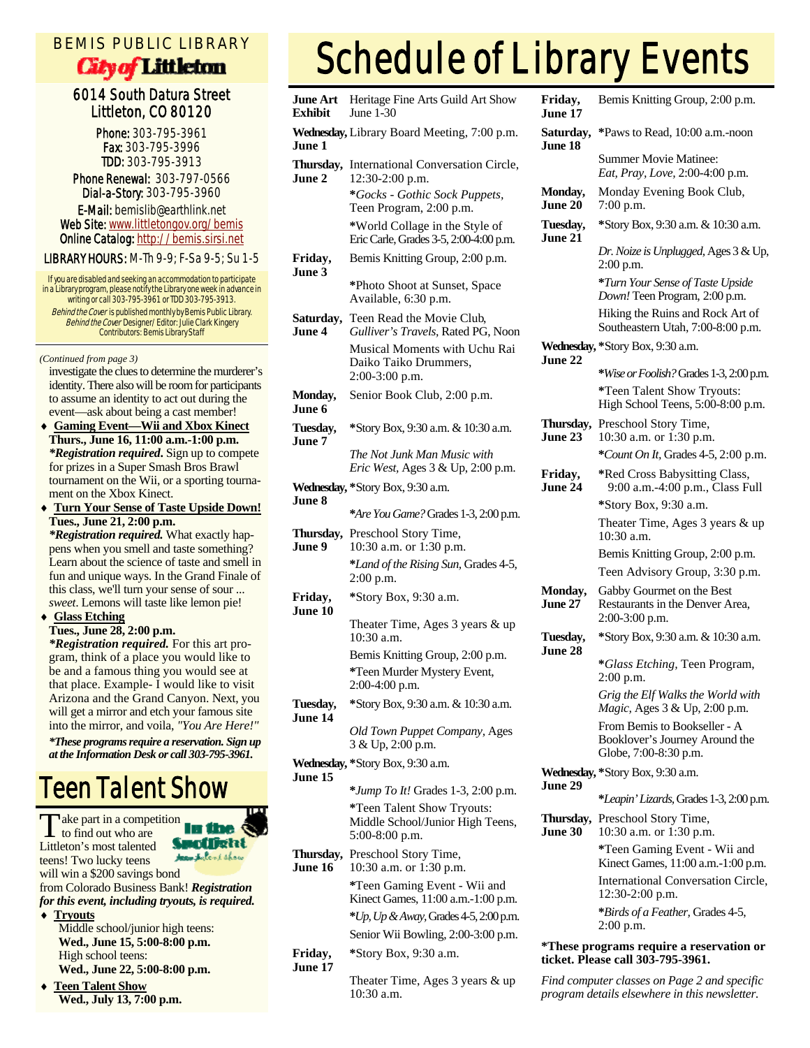# BEMIS PUBLIC LIBRARY

**City of Littleton**

6014 South Datura Street
Littleton, CO 80120

Phone: 303-795-3961
Fax: 303-795-3996
TDD: 303-795-3913
Phone Renewal: 303-797-0566
Dial-a-Story: 303-795-3960
E-Mail: bemislib@earthlink.net
Web Site: www.littletongov.org/bemis
Online Catalog: http://bemis.sirsi.net

LIBRARY HOURS: M-Th 9-9; F-Sa 9-5; Su 1-5

If you are disabled and seeking an accommodation to participate in a Library program, please notify the Library one week in advance in writing or call 303-795-3961 or TDD 303-795-3913.

*Behind the Cover* is published monthly by Bemis Public Library.
*Behind the Cover* Designer/ Editor: Julie Clark Kingery
Contributors: Bemis Library Staff

*(Continued from page 3)*

investigate the clues to determine the murderer's identity. There also will be room for participants to assume an identity to act out during the event—ask about being a cast member!

- **Gaming Event—Wii and Xbox Kinect**
  **Thurs., June 16, 11:00 a.m.-1:00 p.m.**
  ***Registration required.*** Sign up to compete for prizes in a Super Smash Bros Brawl tournament on the Wii, or a sporting tournament on the Xbox Kinect.
- **Turn Your Sense of Taste Upside Down!**
  **Tues., June 21, 2:00 p.m.**
  ***Registration required.*** What exactly happens when you smell and taste something? Learn about the science of taste and smell in fun and unique ways. In the Grand Finale of this class, we'll turn your sense of sour ... *sweet*. Lemons will taste like lemon pie!
- **Glass Etching**
  **Tues., June 28, 2:00 p.m.**
  ***Registration required.*** For this art program, think of a place you would like to be and a famous thing you would see at that place. Example- I would like to visit Arizona and the Grand Canyon. Next, you will get a mirror and etch your famous site into the mirror, and voila, *"You Are Here!"*

***These programs require a reservation. Sign up at the Information Desk or call 303-795-3961.**

# Teen Talent Show

Take part in a competition to find out who are Littleton's most talented teens! Two lucky teens will win a $200 savings bond from Colorado Business Bank! ***Registration for this event, including tryouts, is required.***

In the Spotlight — teen talent show

- **Tryouts**
  Middle school/junior high teens:
  **Wed., June 15, 5:00-8:00 p.m.**
  High school teens:
  **Wed., June 22, 5:00-8:00 p.m.**
- **Teen Talent Show**
  **Wed., July 13, 7:00 p.m.**

# Schedule of Library Events

| | |
|---|---|
| **June Art Exhibit** | Heritage Fine Arts Guild Art Show June 1-30 |
| **Wednesday, June 1** | Library Board Meeting, 7:00 p.m. |
| **Thursday, June 2** | International Conversation Circle, 12:30-2:00 p.m. |
| | **\***\*Gocks - Gothic Sock Puppets,* Teen Program, 2:00 p.m. |
| | *World Collage in the Style of Eric Carle, Grades 3-5, 2:00-4:00 p.m. |
| **Friday, June 3** | Bemis Knitting Group, 2:00 p.m. |
| | *Photo Shoot at Sunset, Space Available, 6:30 p.m. |
| **Saturday, June 4** | Teen Read the Movie Club, *Gulliver's Travels,* Rated PG, Noon |
| | Musical Moments with Uchu Rai Daiko Taiko Drummers, 2:00-3:00 p.m. |
| **Monday, June 6** | Senior Book Club, 2:00 p.m. |
| **Tuesday, June 7** | *Story Box, 9:30 a.m. & 10:30 a.m. |
| | *The Not Junk Man Music with Eric West,* Ages 3 & Up, 2:00 p.m. |
| **Wednesday, June 8** | *Story Box, 9:30 a.m. |
| | **Are You Game?* Grades 1-3, 2:00 p.m. |
| **Thursday, June 9** | Preschool Story Time, 10:30 a.m. or 1:30 p.m. |
| | **Land of the Rising Sun,* Grades 4-5, 2:00 p.m. |
| **Friday, June 10** | *Story Box, 9:30 a.m. |
| | Theater Time, Ages 3 years & up 10:30 a.m. |
| | Bemis Knitting Group, 2:00 p.m. |
| | *Teen Murder Mystery Event, 2:00-4:00 p.m. |
| **Tuesday, June 14** | *Story Box, 9:30 a.m. & 10:30 a.m. |
| | *Old Town Puppet Company,* Ages 3 & Up, 2:00 p.m. |
| **Wednesday, June 15** | *Story Box, 9:30 a.m. |
| | **Jump To It!* Grades 1-3, 2:00 p.m. |
| | *Teen Talent Show Tryouts: Middle School/Junior High Teens, 5:00-8:00 p.m. |
| **Thursday, June 16** | Preschool Story Time, 10:30 a.m. or 1:30 p.m. |
| | *Teen Gaming Event - Wii and Kinect Games, 11:00 a.m.-1:00 p.m. |
| | **Up, Up & Away,* Grades 4-5, 2:00 p.m. |
| | Senior Wii Bowling, 2:00-3:00 p.m. |
| **Friday, June 17** | *Story Box, 9:30 a.m. |
| | Theater Time, Ages 3 years & up 10:30 a.m. |
| | Bemis Knitting Group, 2:00 p.m. |
| **Saturday, June 18** | *Paws to Read, 10:00 a.m.-noon |
| | Summer Movie Matinee: *Eat, Pray, Love,* 2:00-4:00 p.m. |
| **Monday, June 20** | Monday Evening Book Club, 7:00 p.m. |
| **Tuesday, June 21** | *Story Box, 9:30 a.m. & 10:30 a.m. |
| | *Dr. Noize is Unplugged,* Ages 3 & Up, 2:00 p.m. |
| | **Turn Your Sense of Taste Upside Down!* Teen Program, 2:00 p.m. |
| | Hiking the Ruins and Rock Art of Southeastern Utah, 7:00-8:00 p.m. |
| **Wednesday, June 22** | *Story Box, 9:30 a.m. |
| | **Wise or Foolish?* Grades 1-3, 2:00 p.m. |
| | *Teen Talent Show Tryouts: High School Teens, 5:00-8:00 p.m. |
| **Thursday, June 23** | Preschool Story Time, 10:30 a.m. or 1:30 p.m. |
| | **Count On It,* Grades 4-5, 2:00 p.m. |
| **Friday, June 24** | *Red Cross Babysitting Class, 9:00 a.m.-4:00 p.m., Class Full |
| | *Story Box, 9:30 a.m. |
| | Theater Time, Ages 3 years & up 10:30 a.m. |
| | Bemis Knitting Group, 2:00 p.m. |
| | Teen Advisory Group, 3:30 p.m. |
| **Monday, June 27** | Gabby Gourmet on the Best Restaurants in the Denver Area, 2:00-3:00 p.m. |
| **Tuesday, June 28** | *Story Box, 9:30 a.m. & 10:30 a.m. |
| | **Glass Etching,* Teen Program, 2:00 p.m. |
| | *Grig the Elf Walks the World with Magic,* Ages 3 & Up, 2:00 p.m. |
| | From Bemis to Bookseller - A Booklover's Journey Around the Globe, 7:00-8:30 p.m. |
| **Wednesday, June 29** | *Story Box, 9:30 a.m. |
| | **Leapin' Lizards,* Grades 1-3, 2:00 p.m. |
| **Thursday, June 30** | Preschool Story Time, 10:30 a.m. or 1:30 p.m. |
| | *Teen Gaming Event - Wii and Kinect Games, 11:00 a.m.-1:00 p.m. |
| | International Conversation Circle, 12:30-2:00 p.m. |
| | **Birds of a Feather,* Grades 4-5, 2:00 p.m. |

**\*These programs require a reservation or ticket. Please call 303-795-3961.**

*Find computer classes on Page 2 and specific program details elsewhere in this newsletter.*